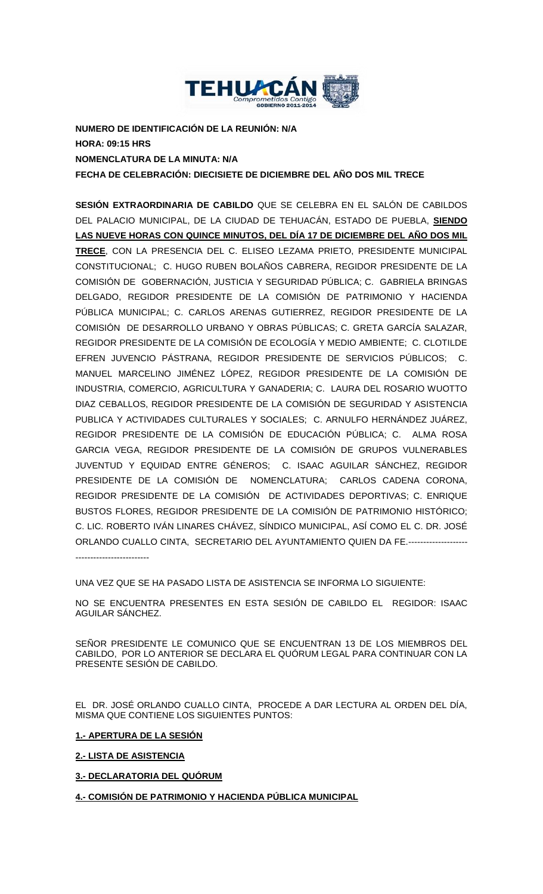**NUMERO DE IDENTIFICACIÓN DE LA REUNIÓN: N/A**

**HORA: 09:15 HRS**

**NOMENCLATURA DE LA MINUTA: N/A**

**FECHA DE CELEBRACIÓN: DIECISIETE DE DICIEMBRE DEL AÑO DOS MIL TRECE**

**SESIÓN EXTRAORDINARIA DE CABILDO** QUE SE CELEBRA EN EL SALÓN DE CABILDOS DEL PALACIO MUNICIPAL, DE LA CIUDAD DE TEHUACÁN, ESTADO DE PUEBLA, **SIENDO LAS NUEVE HORAS CON QUINCE MINUTOS, DEL DÍA 17 DE DICIEMBRE DEL AÑO DOS MIL TRECE**, CON LA PRESENCIA DEL C. ELISEO LEZAMA PRIETO, PRESIDENTE MUNICIPAL CONSTITUCIONAL; C. HUGO RUBEN BOLAÑOS CABRERA, REGIDOR PRESIDENTE DE LA COMISIÓN DE GOBERNACIÓN, JUSTICIA Y SEGURIDAD PÚBLICA; C. GABRIELA BRINGAS DELGADO, REGIDOR PRESIDENTE DE LA COMISIÓN DE PATRIMONIO Y HACIENDA PÚBLICA MUNICIPAL; C. CARLOS ARENAS GUTIERREZ, REGIDOR PRESIDENTE DE LA COMISIÓN DE DESARROLLO URBANO Y OBRAS PÚBLICAS; C. GRETA GARCÍA SALAZAR, REGIDOR PRESIDENTE DE LA COMISIÓN DE ECOLOGÍA Y MEDIO AMBIENTE; C. CLOTILDE EFREN JUVENCIO PÁSTRANA, REGIDOR PRESIDENTE DE SERVICIOS PÚBLICOS; C. MANUEL MARCELINO JIMÉNEZ LÓPEZ, REGIDOR PRESIDENTE DE LA COMISIÓN DE INDUSTRIA, COMERCIO, AGRICULTURA Y GANADERIA; C. LAURA DEL ROSARIO WUOTTO DIAZ CEBALLOS, REGIDOR PRESIDENTE DE LA COMISIÓN DE SEGURIDAD Y ASISTENCIA PUBLICA Y ACTIVIDADES CULTURALES Y SOCIALES; C. ARNULFO HERNÁNDEZ JUÁREZ, REGIDOR PRESIDENTE DE LA COMISIÓN DE EDUCACIÓN PÚBLICA; C. ALMA ROSA GARCIA VEGA, REGIDOR PRESIDENTE DE LA COMISIÓN DE GRUPOS VULNERABLES JUVENTUD Y EQUIDAD ENTRE GÉNEROS; C. ISAAC AGUILAR SÁNCHEZ, REGIDOR PRESIDENTE DE LA COMISIÓN DE NOMENCLATURA; CARLOS CADENA CORONA, REGIDOR PRESIDENTE DE LA COMISIÓN DE ACTIVIDADES DEPORTIVAS; C. ENRIQUE BUSTOS FLORES, REGIDOR PRESIDENTE DE LA COMISIÓN DE PATRIMONIO HISTÓRICO; C. LIC. ROBERTO IVÁN LINARES CHÁVEZ, SÍNDICO MUNICIPAL, ASÍ COMO EL C. DR. JOSÉ ORLANDO CUALLO CINTA, SECRETARIO DEL AYUNTAMIENTO QUIEN DA FE.---------------------------------------------

UNA VEZ QUE SE HA PASADO LISTA DE ASISTENCIA SE INFORMA LO SIGUIENTE:

NO SE ENCUENTRA PRESENTES EN ESTA SESIÓN DE CABILDO EL REGIDOR: ISAAC AGUILAR SÁNCHEZ.

SEÑOR PRESIDENTE LE COMUNICO QUE SE ENCUENTRAN 13 DE LOS MIEMBROS DEL CABILDO, POR LO ANTERIOR SE DECLARA EL QUÓRUM LEGAL PARA CONTINUAR CON LA PRESENTE SESIÓN DE CABILDO.

EL DR. JOSÉ ORLANDO CUALLO CINTA, PROCEDE A DAR LECTURA AL ORDEN DEL DÍA, MISMA QUE CONTIENE LOS SIGUIENTES PUNTOS:

**1.- APERTURA DE LA SESIÓN**

**2.- LISTA DE ASISTENCIA**

**3.- DECLARATORIA DEL QUÓRUM**

**4.- COMISIÓN DE PATRIMONIO Y HACIENDA PÚBLICA MUNICIPAL**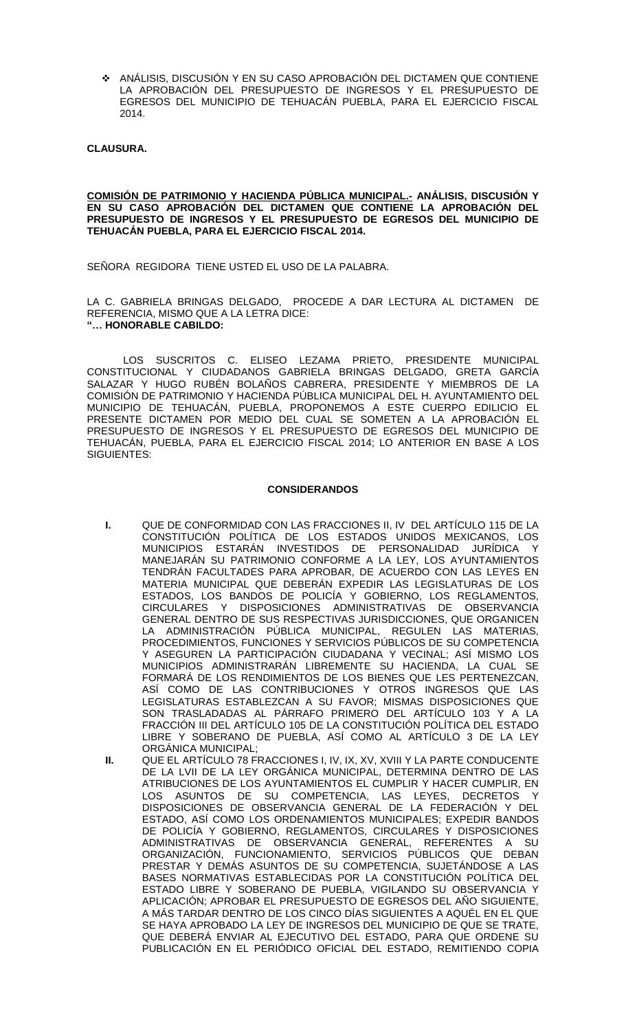- ❖ ANÁLISIS, DISCUSIÓN Y EN SU CASO APROBACIÓN DEL DICTAMEN QUE CONTIENE LA APROBACIÓN DEL PRESUPUESTO DE INGRESOS Y EL PRESUPUESTO DE EGRESOS DEL MUNICIPIO DE TEHUACÁN PUEBLA, PARA EL EJERCICIO FISCAL 2014.

**CLAUSURA.**

**<u>COMISIÓN DE PATRIMONIO Y HACIENDA PÚBLICA MUNICIPAL.-</u> ANÁLISIS, DISCUSIÓN Y EN SU CASO APROBACIÓN DEL DICTAMEN QUE CONTIENE LA APROBACIÓN DEL PRESUPUESTO DE INGRESOS Y EL PRESUPUESTO DE EGRESOS DEL MUNICIPIO DE TEHUACÁN PUEBLA, PARA EL EJERCICIO FISCAL 2014.**

SEÑORA REGIDORA TIENE USTED EL USO DE LA PALABRA.

LA C. GABRIELA BRINGAS DELGADO, PROCEDE A DAR LECTURA AL DICTAMEN DE REFERENCIA, MISMO QUE A LA LETRA DICE:
**"… HONORABLE CABILDO:**

LOS SUSCRITOS C. ELISEO LEZAMA PRIETO, PRESIDENTE MUNICIPAL CONSTITUCIONAL Y CIUDADANOS GABRIELA BRINGAS DELGADO, GRETA GARCÍA SALAZAR Y HUGO RUBÉN BOLAÑOS CABRERA, PRESIDENTE Y MIEMBROS DE LA COMISIÓN DE PATRIMONIO Y HACIENDA PÚBLICA MUNICIPAL DEL H. AYUNTAMIENTO DEL MUNICIPIO DE TEHUACÁN, PUEBLA, PROPONEMOS A ESTE CUERPO EDILICIO EL PRESENTE DICTAMEN POR MEDIO DEL CUAL SE SOMETEN A LA APROBACIÓN EL PRESUPUESTO DE INGRESOS Y EL PRESUPUESTO DE EGRESOS DEL MUNICIPIO DE TEHUACÁN, PUEBLA, PARA EL EJERCICIO FISCAL 2014; LO ANTERIOR EN BASE A LOS SIGUIENTES:

**CONSIDERANDOS**

**I.** QUE DE CONFORMIDAD CON LAS FRACCIONES II, IV DEL ARTÍCULO 115 DE LA CONSTITUCIÓN POLÍTICA DE LOS ESTADOS UNIDOS MEXICANOS, LOS MUNICIPIOS ESTARÁN INVESTIDOS DE PERSONALIDAD JURÍDICA Y MANEJARÁN SU PATRIMONIO CONFORME A LA LEY, LOS AYUNTAMIENTOS TENDRÁN FACULTADES PARA APROBAR, DE ACUERDO CON LAS LEYES EN MATERIA MUNICIPAL QUE DEBERÁN EXPEDIR LAS LEGISLATURAS DE LOS ESTADOS, LOS BANDOS DE POLICÍA Y GOBIERNO, LOS REGLAMENTOS, CIRCULARES Y DISPOSICIONES ADMINISTRATIVAS DE OBSERVANCIA GENERAL DENTRO DE SUS RESPECTIVAS JURISDICCIONES, QUE ORGANICEN LA ADMINISTRACIÓN PÚBLICA MUNICIPAL, REGULEN LAS MATERIAS, PROCEDIMIENTOS, FUNCIONES Y SERVICIOS PÚBLICOS DE SU COMPETENCIA Y ASEGUREN LA PARTICIPACIÓN CIUDADANA Y VECINAL; ASÍ MISMO LOS MUNICIPIOS ADMINISTRARÁN LIBREMENTE SU HACIENDA, LA CUAL SE FORMARÁ DE LOS RENDIMIENTOS DE LOS BIENES QUE LES PERTENEZCAN, ASÍ COMO DE LAS CONTRIBUCIONES Y OTROS INGRESOS QUE LAS LEGISLATURAS ESTABLEZCAN A SU FAVOR; MISMAS DISPOSICIONES QUE SON TRASLADADAS AL PÁRRAFO PRIMERO DEL ARTÍCULO 103 Y A LA FRACCIÓN III DEL ARTÍCULO 105 DE LA CONSTITUCIÓN POLÍTICA DEL ESTADO LIBRE Y SOBERANO DE PUEBLA, ASÍ COMO AL ARTÍCULO 3 DE LA LEY ORGÁNICA MUNICIPAL;

**II.** QUE EL ARTÍCULO 78 FRACCIONES I, IV, IX, XV, XVIII Y LA PARTE CONDUCENTE DE LA LVII DE LA LEY ORGÁNICA MUNICIPAL, DETERMINA DENTRO DE LAS ATRIBUCIONES DE LOS AYUNTAMIENTOS EL CUMPLIR Y HACER CUMPLIR, EN LOS ASUNTOS DE SU COMPETENCIA, LAS LEYES, DECRETOS Y DISPOSICIONES DE OBSERVANCIA GENERAL DE LA FEDERACIÓN Y DEL ESTADO, ASÍ COMO LOS ORDENAMIENTOS MUNICIPALES; EXPEDIR BANDOS DE POLICÍA Y GOBIERNO, REGLAMENTOS, CIRCULARES Y DISPOSICIONES ADMINISTRATIVAS DE OBSERVANCIA GENERAL, REFERENTES A SU ORGANIZACIÓN, FUNCIONAMIENTO, SERVICIOS PÚBLICOS QUE DEBAN PRESTAR Y DEMÁS ASUNTOS DE SU COMPETENCIA, SUJETÁNDOSE A LAS BASES NORMATIVAS ESTABLECIDAS POR LA CONSTITUCIÓN POLÍTICA DEL ESTADO LIBRE Y SOBERANO DE PUEBLA, VIGILANDO SU OBSERVANCIA Y APLICACIÓN; APROBAR EL PRESUPUESTO DE EGRESOS DEL AÑO SIGUIENTE, A MÁS TARDAR DENTRO DE LOS CINCO DÍAS SIGUIENTES A AQUÉL EN EL QUE SE HAYA APROBADO LA LEY DE INGRESOS DEL MUNICIPIO DE QUE SE TRATE, QUE DEBERÁ ENVIAR AL EJECUTIVO DEL ESTADO, PARA QUE ORDENE SU PUBLICACIÓN EN EL PERIÓDICO OFICIAL DEL ESTADO, REMITIENDO COPIA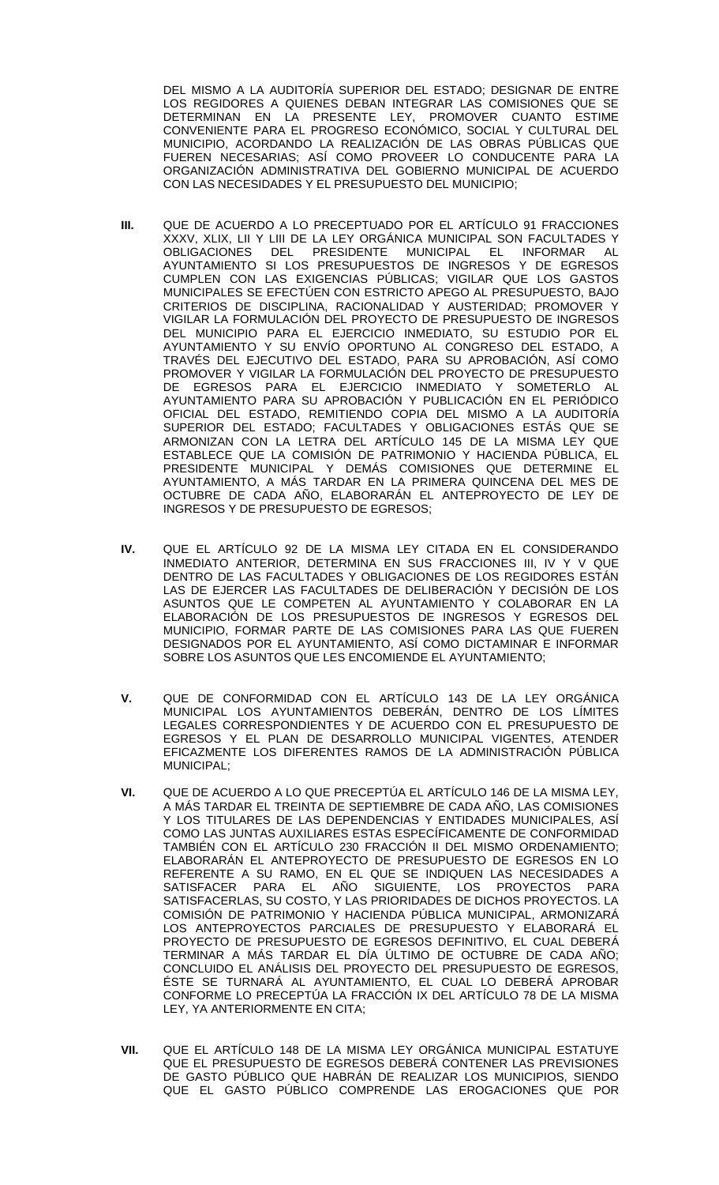DEL MISMO A LA AUDITORÍA SUPERIOR DEL ESTADO; DESIGNAR DE ENTRE LOS REGIDORES A QUIENES DEBAN INTEGRAR LAS COMISIONES QUE SE DETERMINAN EN LA PRESENTE LEY, PROMOVER CUANTO ESTIME CONVENIENTE PARA EL PROGRESO ECONÓMICO, SOCIAL Y CULTURAL DEL MUNICIPIO, ACORDANDO LA REALIZACIÓN DE LAS OBRAS PÚBLICAS QUE FUEREN NECESARIAS; ASÍ COMO PROVEER LO CONDUCENTE PARA LA ORGANIZACIÓN ADMINISTRATIVA DEL GOBIERNO MUNICIPAL DE ACUERDO CON LAS NECESIDADES Y EL PRESUPUESTO DEL MUNICIPIO;

**III.** QUE DE ACUERDO A LO PRECEPTUADO POR EL ARTÍCULO 91 FRACCIONES XXXV, XLIX, LII Y LIII DE LA LEY ORGÁNICA MUNICIPAL SON FACULTADES Y OBLIGACIONES DEL PRESIDENTE MUNICIPAL EL INFORMAR AL AYUNTAMIENTO SI LOS PRESUPUESTOS DE INGRESOS Y DE EGRESOS CUMPLEN CON LAS EXIGENCIAS PÚBLICAS; VIGILAR QUE LOS GASTOS MUNICIPALES SE EFECTÚEN CON ESTRICTO APEGO AL PRESUPUESTO, BAJO CRITERIOS DE DISCIPLINA, RACIONALIDAD Y AUSTERIDAD; PROMOVER Y VIGILAR LA FORMULACIÓN DEL PROYECTO DE PRESUPUESTO DE INGRESOS DEL MUNICIPIO PARA EL EJERCICIO INMEDIATO, SU ESTUDIO POR EL AYUNTAMIENTO Y SU ENVÍO OPORTUNO AL CONGRESO DEL ESTADO, A TRAVÉS DEL EJECUTIVO DEL ESTADO, PARA SU APROBACIÓN, ASÍ COMO PROMOVER Y VIGILAR LA FORMULACIÓN DEL PROYECTO DE PRESUPUESTO DE EGRESOS PARA EL EJERCICIO INMEDIATO Y SOMETERLO AL AYUNTAMIENTO PARA SU APROBACIÓN Y PUBLICACIÓN EN EL PERIÓDICO OFICIAL DEL ESTADO, REMITIENDO COPIA DEL MISMO A LA AUDITORÍA SUPERIOR DEL ESTADO; FACULTADES Y OBLIGACIONES ESTÁS QUE SE ARMONIZAN CON LA LETRA DEL ARTÍCULO 145 DE LA MISMA LEY QUE ESTABLECE QUE LA COMISIÓN DE PATRIMONIO Y HACIENDA PÚBLICA, EL PRESIDENTE MUNICIPAL Y DEMÁS COMISIONES QUE DETERMINE EL AYUNTAMIENTO, A MÁS TARDAR EN LA PRIMERA QUINCENA DEL MES DE OCTUBRE DE CADA AÑO, ELABORARÁN EL ANTEPROYECTO DE LEY DE INGRESOS Y DE PRESUPUESTO DE EGRESOS;

**IV.** QUE EL ARTÍCULO 92 DE LA MISMA LEY CITADA EN EL CONSIDERANDO INMEDIATO ANTERIOR, DETERMINA EN SUS FRACCIONES III, IV Y V QUE DENTRO DE LAS FACULTADES Y OBLIGACIONES DE LOS REGIDORES ESTÁN LAS DE EJERCER LAS FACULTADES DE DELIBERACIÓN Y DECISIÓN DE LOS ASUNTOS QUE LE COMPETEN AL AYUNTAMIENTO Y COLABORAR EN LA ELABORACIÓN DE LOS PRESUPUESTOS DE INGRESOS Y EGRESOS DEL MUNICIPIO, FORMAR PARTE DE LAS COMISIONES PARA LAS QUE FUEREN DESIGNADOS POR EL AYUNTAMIENTO, ASÍ COMO DICTAMINAR E INFORMAR SOBRE LOS ASUNTOS QUE LES ENCOMIENDE EL AYUNTAMIENTO;

**V.** QUE DE CONFORMIDAD CON EL ARTÍCULO 143 DE LA LEY ORGÁNICA MUNICIPAL LOS AYUNTAMIENTOS DEBERÁN, DENTRO DE LOS LÍMITES LEGALES CORRESPONDIENTES Y DE ACUERDO CON EL PRESUPUESTO DE EGRESOS Y EL PLAN DE DESARROLLO MUNICIPAL VIGENTES, ATENDER EFICAZMENTE LOS DIFERENTES RAMOS DE LA ADMINISTRACIÓN PÚBLICA MUNICIPAL;

**VI.** QUE DE ACUERDO A LO QUE PRECEPTÚA EL ARTÍCULO 146 DE LA MISMA LEY, A MÁS TARDAR EL TREINTA DE SEPTIEMBRE DE CADA AÑO, LAS COMISIONES Y LOS TITULARES DE LAS DEPENDENCIAS Y ENTIDADES MUNICIPALES, ASÍ COMO LAS JUNTAS AUXILIARES ESTAS ESPECÍFICAMENTE DE CONFORMIDAD TAMBIÉN CON EL ARTÍCULO 230 FRACCIÓN II DEL MISMO ORDENAMIENTO; ELABORARÁN EL ANTEPROYECTO DE PRESUPUESTO DE EGRESOS EN LO REFERENTE A SU RAMO, EN EL QUE SE INDIQUEN LAS NECESIDADES A SATISFACER PARA EL AÑO SIGUIENTE, LOS PROYECTOS PARA SATISFACERLAS, SU COSTO, Y LAS PRIORIDADES DE DICHOS PROYECTOS. LA COMISIÓN DE PATRIMONIO Y HACIENDA PÚBLICA MUNICIPAL, ARMONIZARÁ LOS ANTEPROYECTOS PARCIALES DE PRESUPUESTO Y ELABORARÁ EL PROYECTO DE PRESUPUESTO DE EGRESOS DEFINITIVO, EL CUAL DEBERÁ TERMINAR A MÁS TARDAR EL DÍA ÚLTIMO DE OCTUBRE DE CADA AÑO; CONCLUIDO EL ANÁLISIS DEL PROYECTO DEL PRESUPUESTO DE EGRESOS, ÉSTE SE TURNARÁ AL AYUNTAMIENTO, EL CUAL LO DEBERÁ APROBAR CONFORME LO PRECEPTÚA LA FRACCIÓN IX DEL ARTÍCULO 78 DE LA MISMA LEY, YA ANTERIORMENTE EN CITA;

**VII.** QUE EL ARTÍCULO 148 DE LA MISMA LEY ORGÁNICA MUNICIPAL ESTATUYE QUE EL PRESUPUESTO DE EGRESOS DEBERÁ CONTENER LAS PREVISIONES DE GASTO PÚBLICO QUE HABRÁN DE REALIZAR LOS MUNICIPIOS, SIENDO QUE EL GASTO PÚBLICO COMPRENDE LAS EROGACIONES QUE POR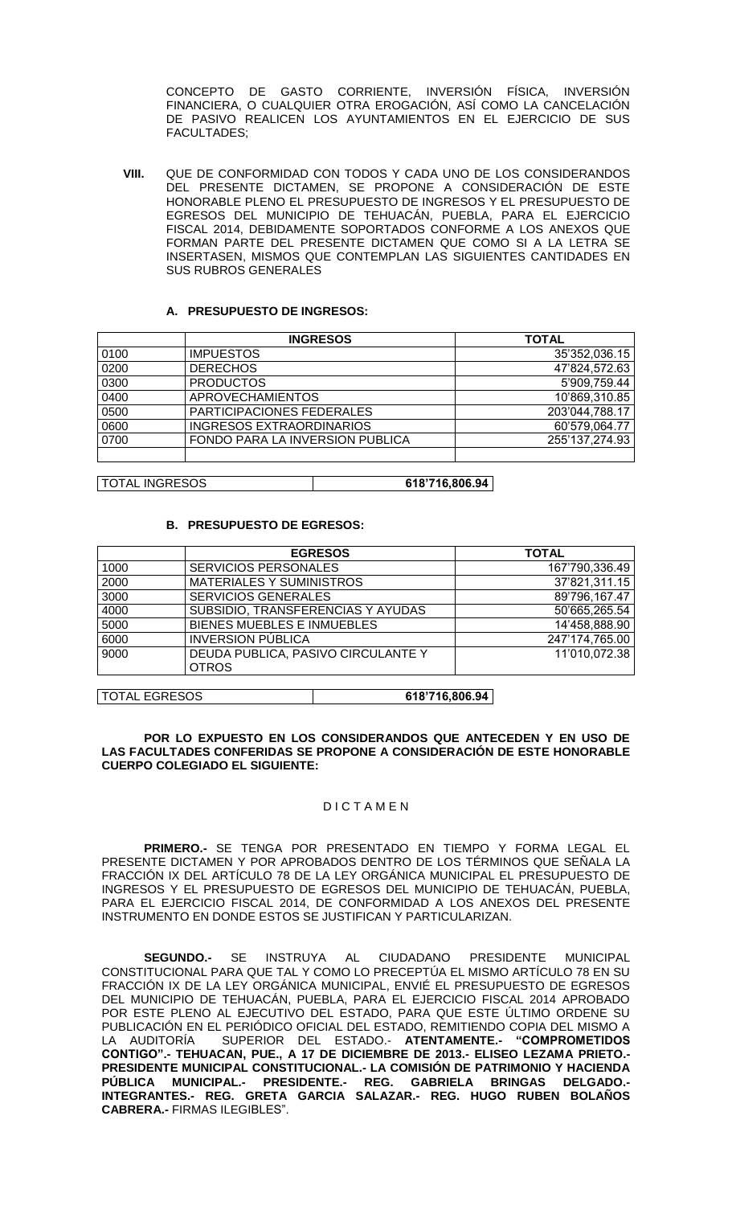CONCEPTO DE GASTO CORRIENTE, INVERSIÓN FÍSICA, INVERSIÓN FINANCIERA, O CUALQUIER OTRA EROGACIÓN, ASÍ COMO LA CANCELACIÓN DE PASIVO REALICEN LOS AYUNTAMIENTOS EN EL EJERCICIO DE SUS FACULTADES;

**VIII.** QUE DE CONFORMIDAD CON TODOS Y CADA UNO DE LOS CONSIDERANDOS DEL PRESENTE DICTAMEN, SE PROPONE A CONSIDERACIÓN DE ESTE HONORABLE PLENO EL PRESUPUESTO DE INGRESOS Y EL PRESUPUESTO DE EGRESOS DEL MUNICIPIO DE TEHUACÁN, PUEBLA, PARA EL EJERCICIO FISCAL 2014, DEBIDAMENTE SOPORTADOS CONFORME A LOS ANEXOS QUE FORMAN PARTE DEL PRESENTE DICTAMEN QUE COMO SI A LA LETRA SE INSERTASEN, MISMOS QUE CONTEMPLAN LAS SIGUIENTES CANTIDADES EN SUS RUBROS GENERALES

**A. PRESUPUESTO DE INGRESOS:**

| | **INGRESOS** | **TOTAL** |
|---|---|---|
| 0100 | IMPUESTOS | 35'352,036.15 |
| 0200 | DERECHOS | 47'824,572.63 |
| 0300 | PRODUCTOS | 5'909,759.44 |
| 0400 | APROVECHAMIENTOS | 10'869,310.85 |
| 0500 | PARTICIPACIONES FEDERALES | 203'044,788.17 |
| 0600 | INGRESOS EXTRAORDINARIOS | 60'579,064.77 |
| 0700 | FONDO PARA LA INVERSION PUBLICA | 255'137,274.93 |
| | | |

| TOTAL INGRESOS | **618'716,806.94** |
|---|---|

**B. PRESUPUESTO DE EGRESOS:**

| | **EGRESOS** | **TOTAL** |
|---|---|---|
| 1000 | SERVICIOS PERSONALES | 167'790,336.49 |
| 2000 | MATERIALES Y SUMINISTROS | 37'821,311.15 |
| 3000 | SERVICIOS GENERALES | 89'796,167.47 |
| 4000 | SUBSIDIO, TRANSFERENCIAS Y AYUDAS | 50'665,265.54 |
| 5000 | BIENES MUEBLES E INMUEBLES | 14'458,888.90 |
| 6000 | INVERSION PÚBLICA | 247'174,765.00 |
| 9000 | DEUDA PUBLICA, PASIVO CIRCULANTE Y OTROS | 11'010,072.38 |

| TOTAL EGRESOS | **618'716,806.94** |
|---|---|

**POR LO EXPUESTO EN LOS CONSIDERANDOS QUE ANTECEDEN Y EN USO DE LAS FACULTADES CONFERIDAS SE PROPONE A CONSIDERACIÓN DE ESTE HONORABLE CUERPO COLEGIADO EL SIGUIENTE:**

D I C T A M E N

**PRIMERO.-** SE TENGA POR PRESENTADO EN TIEMPO Y FORMA LEGAL EL PRESENTE DICTAMEN Y POR APROBADOS DENTRO DE LOS TÉRMINOS QUE SEÑALA LA FRACCIÓN IX DEL ARTÍCULO 78 DE LA LEY ORGÁNICA MUNICIPAL EL PRESUPUESTO DE INGRESOS Y EL PRESUPUESTO DE EGRESOS DEL MUNICIPIO DE TEHUACÁN, PUEBLA, PARA EL EJERCICIO FISCAL 2014, DE CONFORMIDAD A LOS ANEXOS DEL PRESENTE INSTRUMENTO EN DONDE ESTOS SE JUSTIFICAN Y PARTICULARIZAN.

**SEGUNDO.-** SE INSTRUYA AL CIUDADANO PRESIDENTE MUNICIPAL CONSTITUCIONAL PARA QUE TAL Y COMO LO PRECEPTÚA EL MISMO ARTÍCULO 78 EN SU FRACCIÓN IX DE LA LEY ORGÁNICA MUNICIPAL, ENVIÉ EL PRESUPUESTO DE EGRESOS DEL MUNICIPIO DE TEHUACÁN, PUEBLA, PARA EL EJERCICIO FISCAL 2014 APROBADO POR ESTE PLENO AL EJECUTIVO DEL ESTADO, PARA QUE ESTE ÚLTIMO ORDENE SU PUBLICACIÓN EN EL PERIÓDICO OFICIAL DEL ESTADO, REMITIENDO COPIA DEL MISMO A LA AUDITORÍA SUPERIOR DEL ESTADO.- **ATENTAMENTE.- "COMPROMETIDOS CONTIGO".- TEHUACAN, PUE., A 17 DE DICIEMBRE DE 2013.- ELISEO LEZAMA PRIETO.- PRESIDENTE MUNICIPAL CONSTITUCIONAL.- LA COMISIÓN DE PATRIMONIO Y HACIENDA PÚBLICA MUNICIPAL.- PRESIDENTE.- REG. GABRIELA BRINGAS DELGADO.- INTEGRANTES.- REG. GRETA GARCIA SALAZAR.- REG. HUGO RUBEN BOLAÑOS CABRERA.-** FIRMAS ILEGIBLES".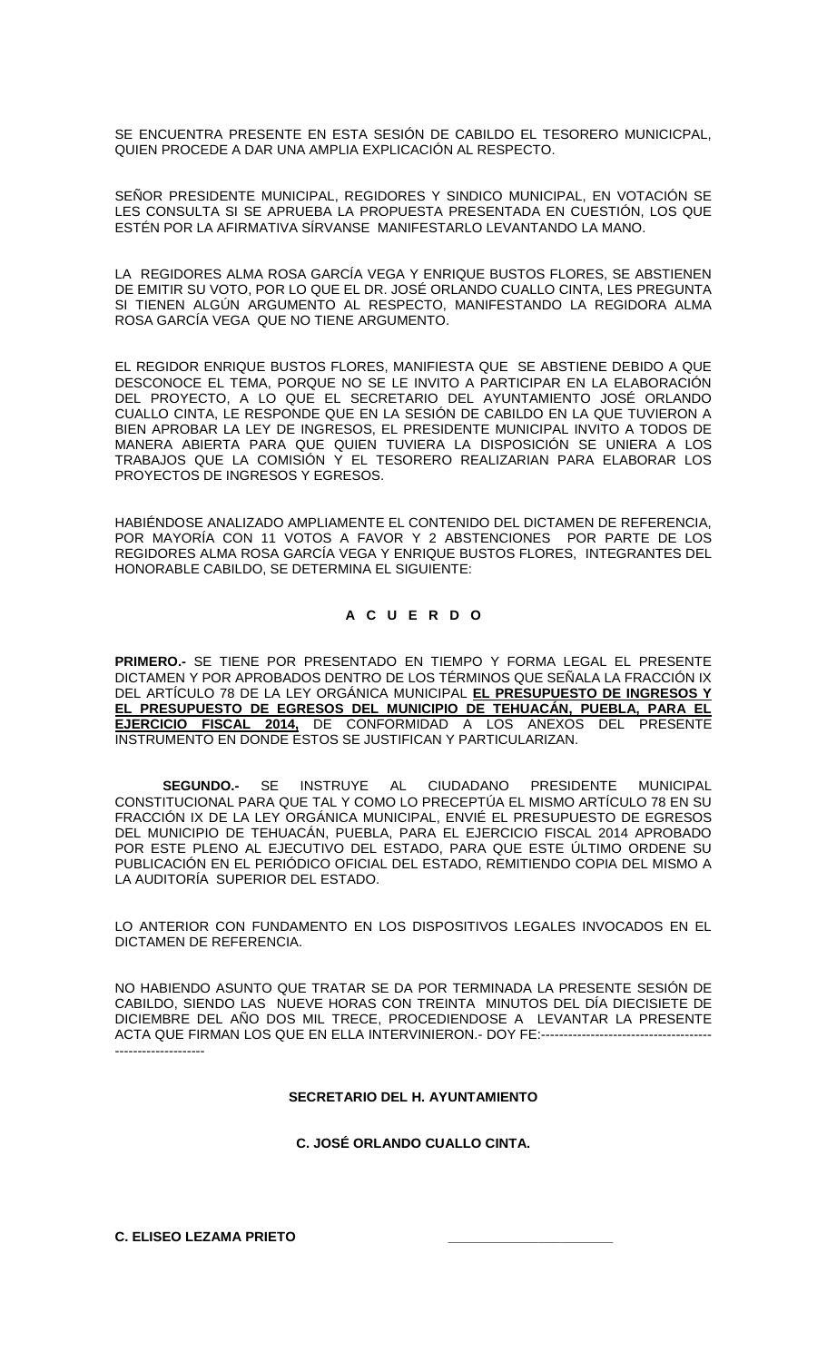SE ENCUENTRA PRESENTE EN ESTA SESIÓN DE CABILDO EL TESORERO MUNICICPAL, QUIEN PROCEDE A DAR UNA AMPLIA EXPLICACIÓN AL RESPECTO.

SEÑOR PRESIDENTE MUNICIPAL, REGIDORES Y SINDICO MUNICIPAL, EN VOTACIÓN SE LES CONSULTA SI SE APRUEBA LA PROPUESTA PRESENTADA EN CUESTIÓN, LOS QUE ESTÉN POR LA AFIRMATIVA SÍRVANSE MANIFESTARLO LEVANTANDO LA MANO.

LA REGIDORES ALMA ROSA GARCÍA VEGA Y ENRIQUE BUSTOS FLORES, SE ABSTIENEN DE EMITIR SU VOTO, POR LO QUE EL DR. JOSÉ ORLANDO CUALLO CINTA, LES PREGUNTA SI TIENEN ALGÚN ARGUMENTO AL RESPECTO, MANIFESTANDO LA REGIDORA ALMA ROSA GARCÍA VEGA QUE NO TIENE ARGUMENTO.

EL REGIDOR ENRIQUE BUSTOS FLORES, MANIFIESTA QUE SE ABSTIENE DEBIDO A QUE DESCONOCE EL TEMA, PORQUE NO SE LE INVITO A PARTICIPAR EN LA ELABORACIÓN DEL PROYECTO, A LO QUE EL SECRETARIO DEL AYUNTAMIENTO JOSÉ ORLANDO CUALLO CINTA, LE RESPONDE QUE EN LA SESIÓN DE CABILDO EN LA QUE TUVIERON A BIEN APROBAR LA LEY DE INGRESOS, EL PRESIDENTE MUNICIPAL INVITO A TODOS DE MANERA ABIERTA PARA QUE QUIEN TUVIERA LA DISPOSICIÓN SE UNIERA A LOS TRABAJOS QUE LA COMISIÓN Y EL TESORERO REALIZARIAN PARA ELABORAR LOS PROYECTOS DE INGRESOS Y EGRESOS.

HABIÉNDOSE ANALIZADO AMPLIAMENTE EL CONTENIDO DEL DICTAMEN DE REFERENCIA, POR MAYORÍA CON 11 VOTOS A FAVOR Y 2 ABSTENCIONES POR PARTE DE LOS REGIDORES ALMA ROSA GARCÍA VEGA Y ENRIQUE BUSTOS FLORES, INTEGRANTES DEL HONORABLE CABILDO, SE DETERMINA EL SIGUIENTE:

**A C U E R D O**

**PRIMERO.-** SE TIENE POR PRESENTADO EN TIEMPO Y FORMA LEGAL EL PRESENTE DICTAMEN Y POR APROBADOS DENTRO DE LOS TÉRMINOS QUE SEÑALA LA FRACCIÓN IX DEL ARTÍCULO 78 DE LA LEY ORGÁNICA MUNICIPAL **EL PRESUPUESTO DE INGRESOS Y EL PRESUPUESTO DE EGRESOS DEL MUNICIPIO DE TEHUACÁN, PUEBLA, PARA EL EJERCICIO FISCAL 2014,** DE CONFORMIDAD A LOS ANEXOS DEL PRESENTE INSTRUMENTO EN DONDE ESTOS SE JUSTIFICAN Y PARTICULARIZAN.

**SEGUNDO.-** SE INSTRUYE AL CIUDADANO PRESIDENTE MUNICIPAL CONSTITUCIONAL PARA QUE TAL Y COMO LO PRECEPTÚA EL MISMO ARTÍCULO 78 EN SU FRACCIÓN IX DE LA LEY ORGÁNICA MUNICIPAL, ENVIÉ EL PRESUPUESTO DE EGRESOS DEL MUNICIPIO DE TEHUACÁN, PUEBLA, PARA EL EJERCICIO FISCAL 2014 APROBADO POR ESTE PLENO AL EJECUTIVO DEL ESTADO, PARA QUE ESTE ÚLTIMO ORDENE SU PUBLICACIÓN EN EL PERIÓDICO OFICIAL DEL ESTADO, REMITIENDO COPIA DEL MISMO A LA AUDITORÍA SUPERIOR DEL ESTADO.

LO ANTERIOR CON FUNDAMENTO EN LOS DISPOSITIVOS LEGALES INVOCADOS EN EL DICTAMEN DE REFERENCIA.

NO HABIENDO ASUNTO QUE TRATAR SE DA POR TERMINADA LA PRESENTE SESIÓN DE CABILDO, SIENDO LAS NUEVE HORAS CON TREINTA MINUTOS DEL DÍA DIECISIETE DE DICIEMBRE DEL AÑO DOS MIL TRECE, PROCEDIENDOSE A LEVANTAR LA PRESENTE ACTA QUE FIRMAN LOS QUE EN ELLA INTERVINIERON.- DOY FE:----------------------------------------------------------

**SECRETARIO DEL H. AYUNTAMIENTO**

**C. JOSÉ ORLANDO CUALLO CINTA.**

**C. ELISEO LEZAMA PRIETO** ______________________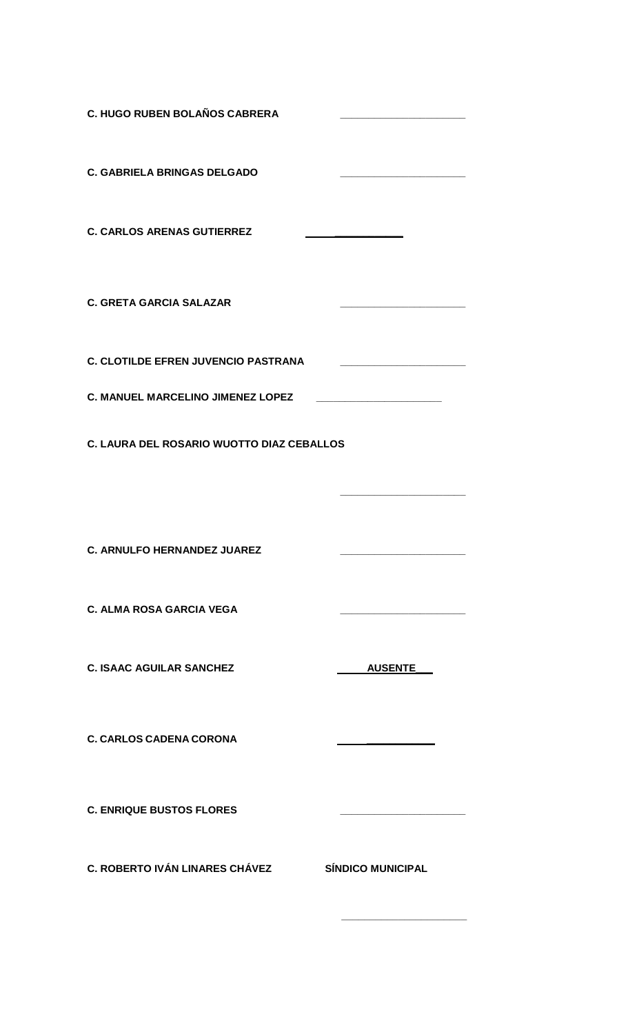**C. HUGO RUBEN BOLAÑOS CABRERA** \_\_\_\_\_\_\_\_\_\_\_\_\_\_\_\_\_\_\_\_\_

**C. GABRIELA BRINGAS DELGADO** \_\_\_\_\_\_\_\_\_\_\_\_\_\_\_\_\_\_\_\_\_

**C. CARLOS ARENAS GUTIERREZ** \_\_\_\_\_\_\_\_\_\_\_\_\_\_\_\_

**C. GRETA GARCIA SALAZAR** \_\_\_\_\_\_\_\_\_\_\_\_\_\_\_\_\_\_\_\_\_

**C. CLOTILDE EFREN JUVENCIO PASTRANA** \_\_\_\_\_\_\_\_\_\_\_\_\_\_\_\_\_\_\_\_\_

**C. MANUEL MARCELINO JIMENEZ LOPEZ** \_\_\_\_\_\_\_\_\_\_\_\_\_\_\_\_\_\_\_\_\_

**C. LAURA DEL ROSARIO WUOTTO DIAZ CEBALLOS**

\_\_\_\_\_\_\_\_\_\_\_\_\_\_\_\_\_\_\_\_\_

**C. ARNULFO HERNANDEZ JUAREZ** \_\_\_\_\_\_\_\_\_\_\_\_\_\_\_\_\_\_\_\_\_

**C. ALMA ROSA GARCIA VEGA** \_\_\_\_\_\_\_\_\_\_\_\_\_\_\_\_\_\_\_\_\_

**C. ISAAC AGUILAR SANCHEZ** **AUSENTE**

**C. CARLOS CADENA CORONA** \_\_\_\_\_\_\_\_\_\_\_\_\_\_\_\_

**C. ENRIQUE BUSTOS FLORES** \_\_\_\_\_\_\_\_\_\_\_\_\_\_\_\_\_\_\_\_\_

**C. ROBERTO IVÁN LINARES CHÁVEZ** **SÍNDICO MUNICIPAL**

\_\_\_\_\_\_\_\_\_\_\_\_\_\_\_\_\_\_\_\_\_